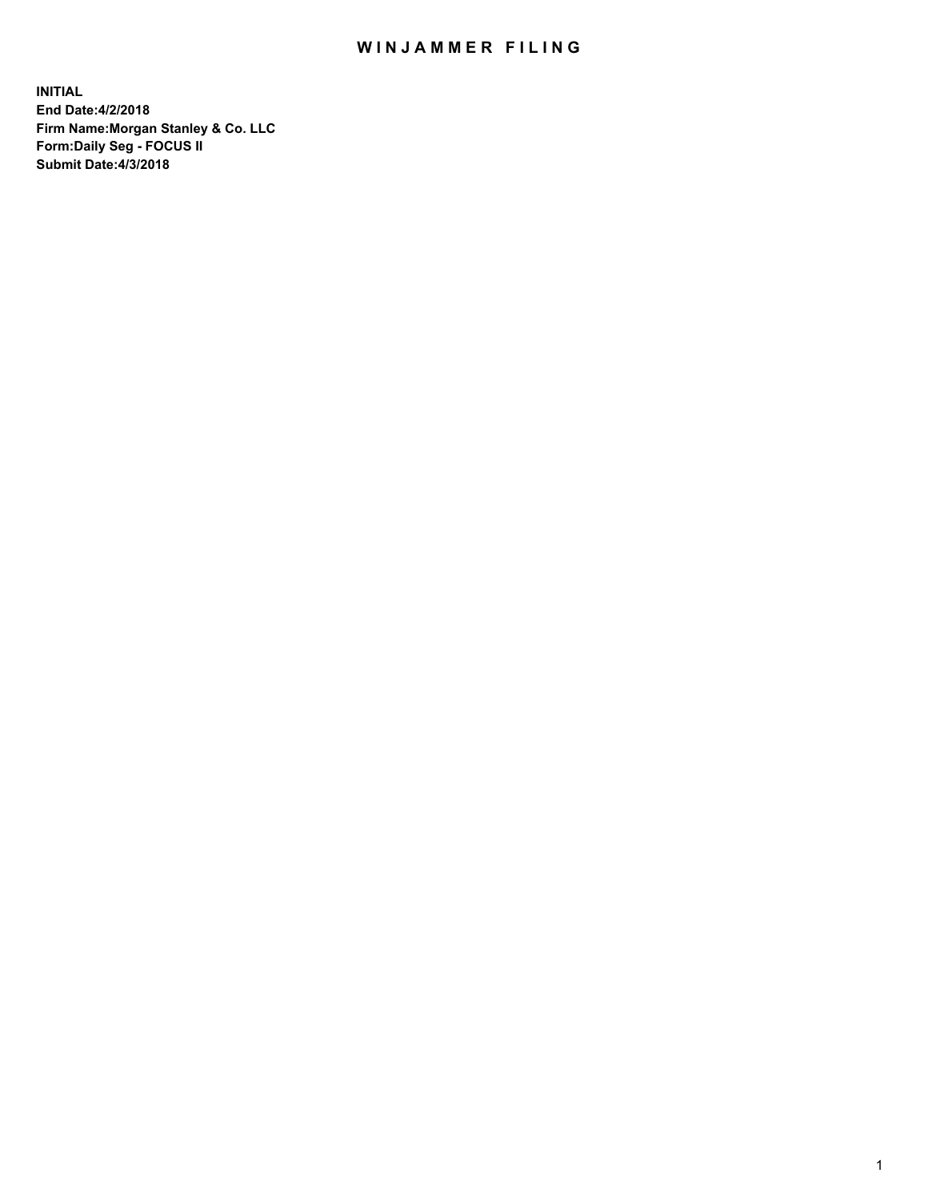# WINJAMMER FILING

**INITIAL**
**End Date:4/2/2018**
**Firm Name:Morgan Stanley & Co. LLC**
**Form:Daily Seg - FOCUS II**
**Submit Date:4/3/2018**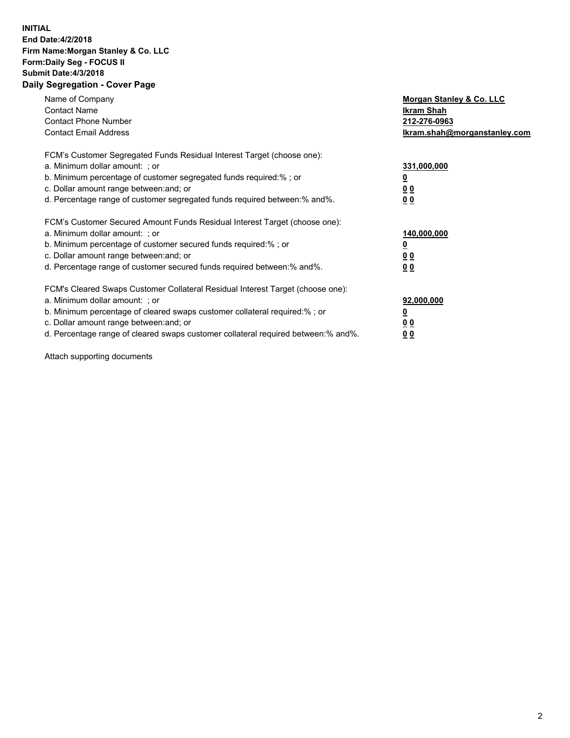**INITIAL**
**End Date:4/2/2018**
**Firm Name:Morgan Stanley & Co. LLC**
**Form:Daily Seg - FOCUS II**
**Submit Date:4/3/2018**

## Daily Segregation - Cover Page

| | |
|---|---|
| Name of Company | **Morgan Stanley & Co. LLC** |
| Contact Name | **Ikram Shah** |
| Contact Phone Number | **212-276-0963** |
| Contact Email Address | **Ikram.shah@morganstanley.com** |

| | |
|---|---|
| FCM's Customer Segregated Funds Residual Interest Target (choose one): | |
| a. Minimum dollar amount: ; or | **331,000,000** |
| b. Minimum percentage of customer segregated funds required:% ; or | **0** |
| c. Dollar amount range between:and; or | **0 0** |
| d. Percentage range of customer segregated funds required between:% and%. | **0 0** |

| | |
|---|---|
| FCM's Customer Secured Amount Funds Residual Interest Target (choose one): | |
| a. Minimum dollar amount: ; or | **140,000,000** |
| b. Minimum percentage of customer secured funds required:% ; or | **0** |
| c. Dollar amount range between:and; or | **0 0** |
| d. Percentage range of customer secured funds required between:% and%. | **0 0** |

| | |
|---|---|
| FCM's Cleared Swaps Customer Collateral Residual Interest Target (choose one): | |
| a. Minimum dollar amount: ; or | **92,000,000** |
| b. Minimum percentage of cleared swaps customer collateral required:% ; or | **0** |
| c. Dollar amount range between:and; or | **0 0** |
| d. Percentage range of cleared swaps customer collateral required between:% and%. | **0 0** |

Attach supporting documents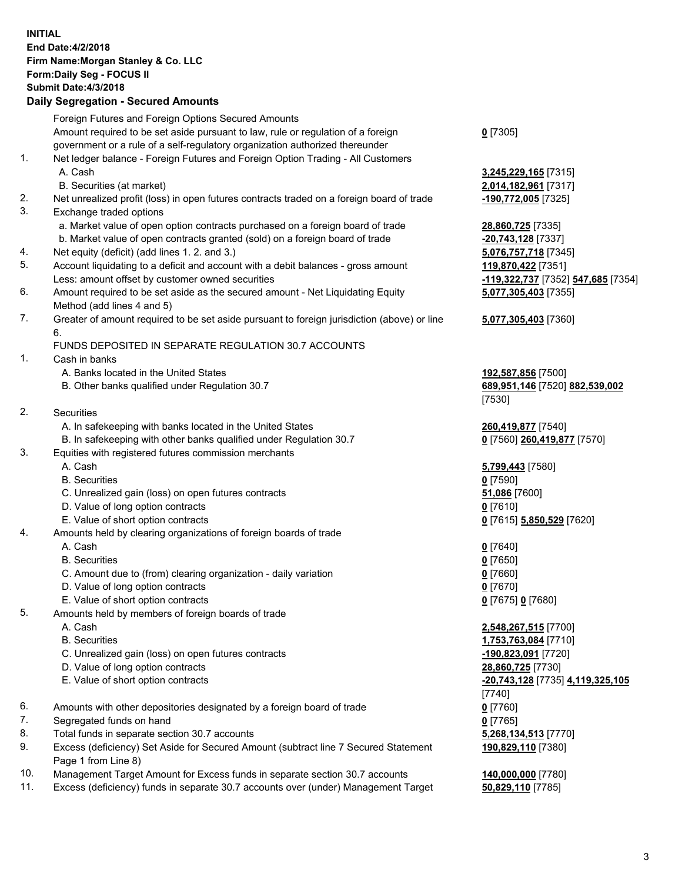**INITIAL**
**End Date:4/2/2018**
**Firm Name:Morgan Stanley & Co. LLC**
**Form:Daily Seg - FOCUS II**
**Submit Date:4/3/2018**

## Daily Segregation - Secured Amounts

| | | |
|---|---|---|
| | Foreign Futures and Foreign Options Secured Amounts | |
| | Amount required to be set aside pursuant to law, rule or regulation of a foreign government or a rule of a self-regulatory organization authorized thereunder | **0** [7305] |
| 1. | Net ledger balance - Foreign Futures and Foreign Option Trading - All Customers | |
| | A. Cash | **3,245,229,165** [7315] |
| | B. Securities (at market) | **2,014,182,961** [7317] |
| 2. | Net unrealized profit (loss) in open futures contracts traded on a foreign board of trade | **-190,772,005** [7325] |
| 3. | Exchange traded options | |
| | a. Market value of open option contracts purchased on a foreign board of trade | **28,860,725** [7335] |
| | b. Market value of open contracts granted (sold) on a foreign board of trade | **-20,743,128** [7337] |
| 4. | Net equity (deficit) (add lines 1. 2. and 3.) | **5,076,757,718** [7345] |
| 5. | Account liquidating to a deficit and account with a debit balances - gross amount | **119,870,422** [7351] |
| | Less: amount offset by customer owned securities | **-119,322,737** [7352] **547,685** [7354] |
| 6. | Amount required to be set aside as the secured amount - Net Liquidating Equity Method (add lines 4 and 5) | **5,077,305,403** [7355] |
| 7. | Greater of amount required to be set aside pursuant to foreign jurisdiction (above) or line 6. | **5,077,305,403** [7360] |
| | FUNDS DEPOSITED IN SEPARATE REGULATION 30.7 ACCOUNTS | |
| 1. | Cash in banks | |
| | A. Banks located in the United States | **192,587,856** [7500] |
| | B. Other banks qualified under Regulation 30.7 | **689,951,146** [7520] **882,539,002** [7530] |
| 2. | Securities | |
| | A. In safekeeping with banks located in the United States | **260,419,877** [7540] |
| | B. In safekeeping with other banks qualified under Regulation 30.7 | **0** [7560] **260,419,877** [7570] |
| 3. | Equities with registered futures commission merchants | |
| | A. Cash | **5,799,443** [7580] |
| | B. Securities | **0** [7590] |
| | C. Unrealized gain (loss) on open futures contracts | **51,086** [7600] |
| | D. Value of long option contracts | **0** [7610] |
| | E. Value of short option contracts | **0** [7615] **5,850,529** [7620] |
| 4. | Amounts held by clearing organizations of foreign boards of trade | |
| | A. Cash | **0** [7640] |
| | B. Securities | **0** [7650] |
| | C. Amount due to (from) clearing organization - daily variation | **0** [7660] |
| | D. Value of long option contracts | **0** [7670] |
| | E. Value of short option contracts | **0** [7675] **0** [7680] |
| 5. | Amounts held by members of foreign boards of trade | |
| | A. Cash | **2,548,267,515** [7700] |
| | B. Securities | **1,753,763,084** [7710] |
| | C. Unrealized gain (loss) on open futures contracts | **-190,823,091** [7720] |
| | D. Value of long option contracts | **28,860,725** [7730] |
| | E. Value of short option contracts | **-20,743,128** [7735] **4,119,325,105** [7740] |
| 6. | Amounts with other depositories designated by a foreign board of trade | **0** [7760] |
| 7. | Segregated funds on hand | **0** [7765] |
| 8. | Total funds in separate section 30.7 accounts | **5,268,134,513** [7770] |
| 9. | Excess (deficiency) Set Aside for Secured Amount (subtract line 7 Secured Statement Page 1 from Line 8) | **190,829,110** [7380] |
| 10. | Management Target Amount for Excess funds in separate section 30.7 accounts | **140,000,000** [7780] |
| 11. | Excess (deficiency) funds in separate 30.7 accounts over (under) Management Target | **50,829,110** [7785] |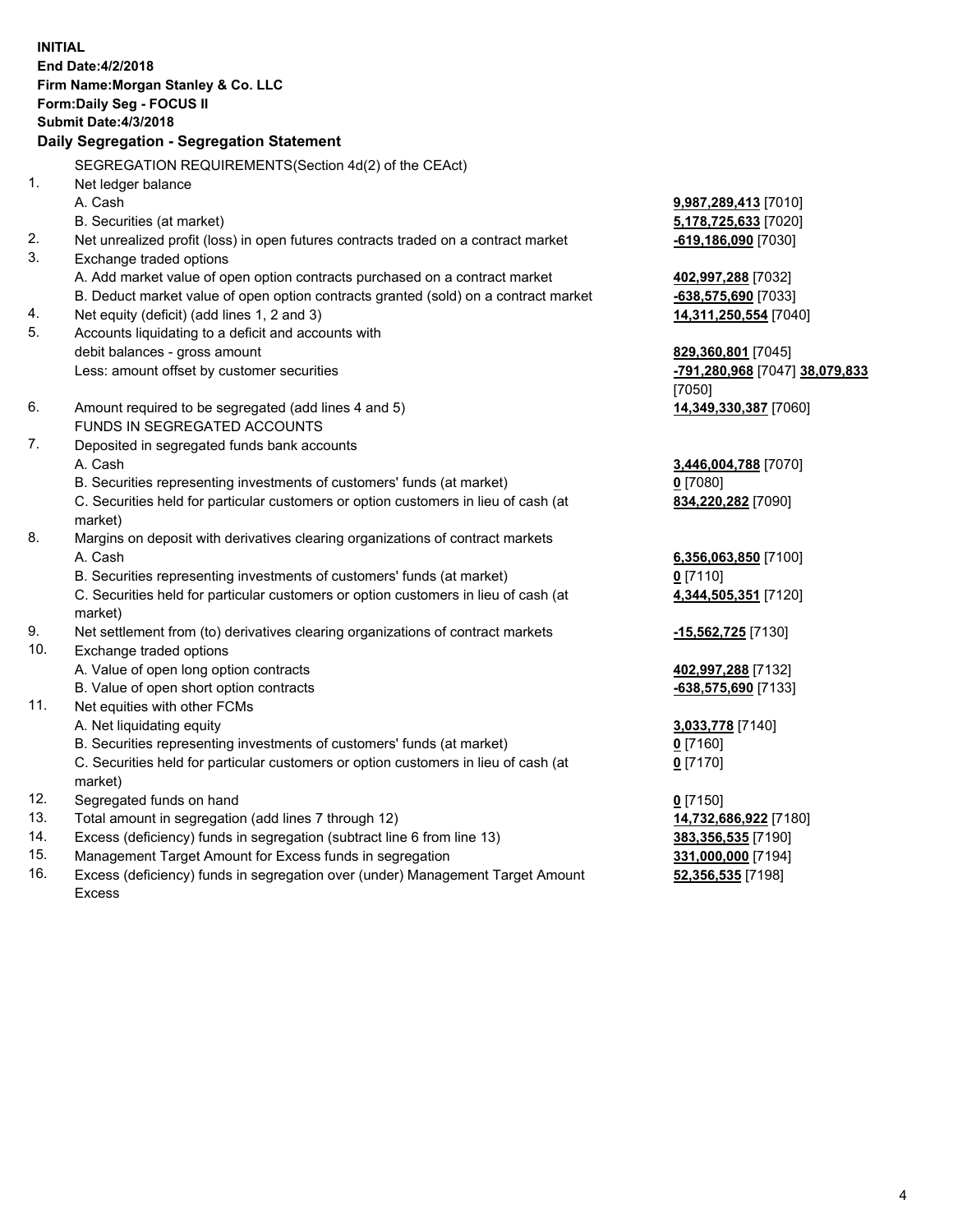**INITIAL**
**End Date:4/2/2018**
**Firm Name:Morgan Stanley & Co. LLC**
**Form:Daily Seg - FOCUS II**
**Submit Date:4/3/2018**

### Daily Segregation - Segregation Statement

SEGREGATION REQUIREMENTS(Section 4d(2) of the CEAct)

| | | |
|---|---|---|
| 1. | Net ledger balance | |
| | A. Cash | **9,987,289,413** [7010] |
| | B. Securities (at market) | **5,178,725,633** [7020] |
| 2. | Net unrealized profit (loss) in open futures contracts traded on a contract market | **-619,186,090** [7030] |
| 3. | Exchange traded options | |
| | A. Add market value of open option contracts purchased on a contract market | **402,997,288** [7032] |
| | B. Deduct market value of open option contracts granted (sold) on a contract market | **-638,575,690** [7033] |
| 4. | Net equity (deficit) (add lines 1, 2 and 3) | **14,311,250,554** [7040] |
| 5. | Accounts liquidating to a deficit and accounts with debit balances - gross amount | **829,360,801** [7045] |
| | Less: amount offset by customer securities | **-791,280,968** [7047] **38,079,833** [7050] |
| 6. | Amount required to be segregated (add lines 4 and 5) | **14,349,330,387** [7060] |
| | FUNDS IN SEGREGATED ACCOUNTS | |
| 7. | Deposited in segregated funds bank accounts | |
| | A. Cash | **3,446,004,788** [7070] |
| | B. Securities representing investments of customers' funds (at market) | **0** [7080] |
| | C. Securities held for particular customers or option customers in lieu of cash (at market) | **834,220,282** [7090] |
| 8. | Margins on deposit with derivatives clearing organizations of contract markets | |
| | A. Cash | **6,356,063,850** [7100] |
| | B. Securities representing investments of customers' funds (at market) | **0** [7110] |
| | C. Securities held for particular customers or option customers in lieu of cash (at market) | **4,344,505,351** [7120] |
| 9. | Net settlement from (to) derivatives clearing organizations of contract markets | **-15,562,725** [7130] |
| 10. | Exchange traded options | |
| | A. Value of open long option contracts | **402,997,288** [7132] |
| | B. Value of open short option contracts | **-638,575,690** [7133] |
| 11. | Net equities with other FCMs | |
| | A. Net liquidating equity | **3,033,778** [7140] |
| | B. Securities representing investments of customers' funds (at market) | **0** [7160] |
| | C. Securities held for particular customers or option customers in lieu of cash (at market) | **0** [7170] |
| 12. | Segregated funds on hand | **0** [7150] |
| 13. | Total amount in segregation (add lines 7 through 12) | **14,732,686,922** [7180] |
| 14. | Excess (deficiency) funds in segregation (subtract line 6 from line 13) | **383,356,535** [7190] |
| 15. | Management Target Amount for Excess funds in segregation | **331,000,000** [7194] |
| 16. | Excess (deficiency) funds in segregation over (under) Management Target Amount Excess | **52,356,535** [7198] |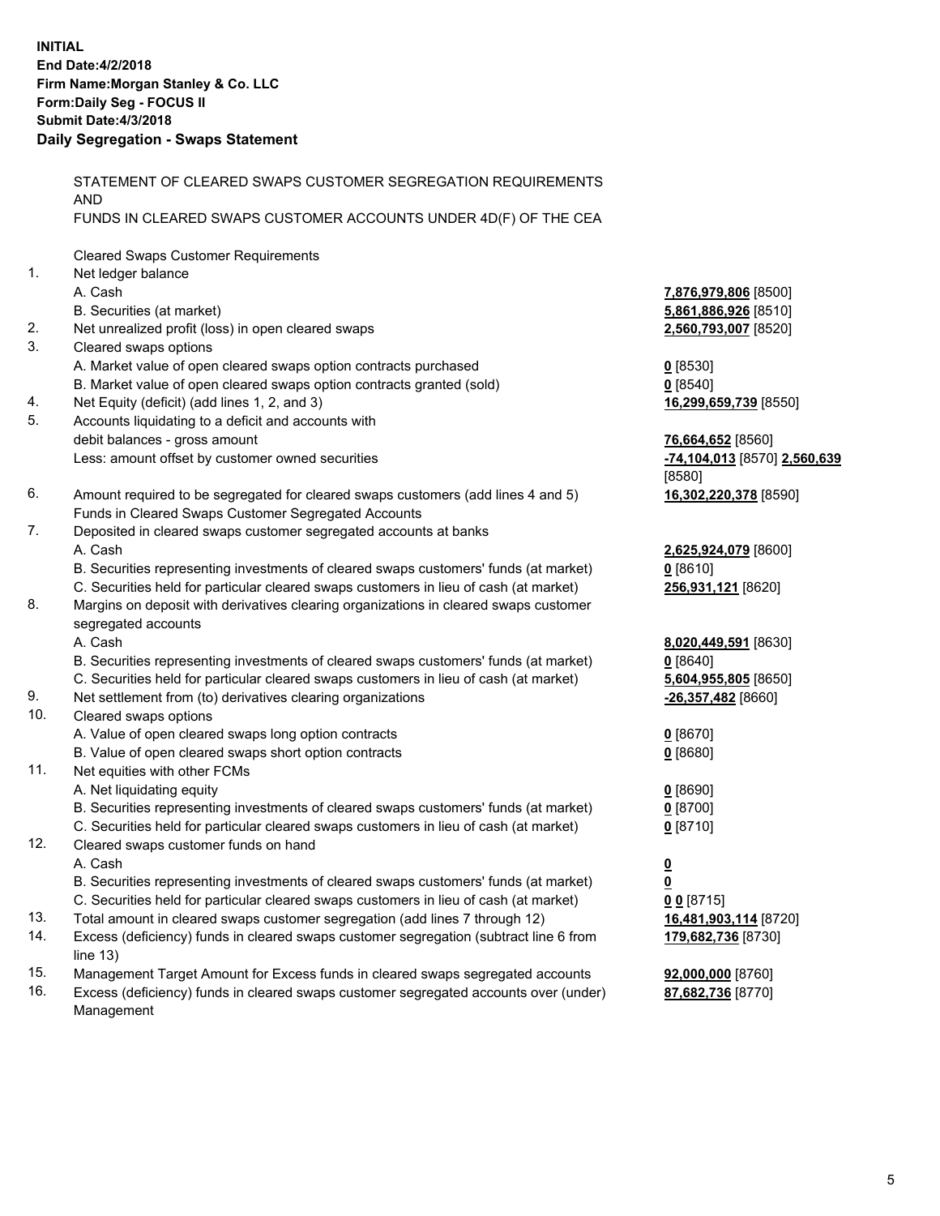**INITIAL**
**End Date:4/2/2018**
**Firm Name:Morgan Stanley & Co. LLC**
**Form:Daily Seg - FOCUS II**
**Submit Date:4/3/2018**
**Daily Segregation - Swaps Statement**

STATEMENT OF CLEARED SWAPS CUSTOMER SEGREGATION REQUIREMENTS AND FUNDS IN CLEARED SWAPS CUSTOMER ACCOUNTS UNDER 4D(F) OF THE CEA

| | | |
|---|---|---|
| | Cleared Swaps Customer Requirements | |
| 1. | Net ledger balance | |
| | A. Cash | **7,876,979,806** [8500] |
| | B. Securities (at market) | **5,861,886,926** [8510] |
| 2. | Net unrealized profit (loss) in open cleared swaps | **2,560,793,007** [8520] |
| 3. | Cleared swaps options | |
| | A. Market value of open cleared swaps option contracts purchased | **0** [8530] |
| | B. Market value of open cleared swaps option contracts granted (sold) | **0** [8540] |
| 4. | Net Equity (deficit) (add lines 1, 2, and 3) | **16,299,659,739** [8550] |
| 5. | Accounts liquidating to a deficit and accounts with debit balances - gross amount | **76,664,652** [8560] |
| | Less: amount offset by customer owned securities | **-74,104,013** [8570] **2,560,639** [8580] |
| 6. | Amount required to be segregated for cleared swaps customers (add lines 4 and 5) | **16,302,220,378** [8590] |
| | Funds in Cleared Swaps Customer Segregated Accounts | |
| 7. | Deposited in cleared swaps customer segregated accounts at banks | |
| | A. Cash | **2,625,924,079** [8600] |
| | B. Securities representing investments of cleared swaps customers' funds (at market) | **0** [8610] |
| | C. Securities held for particular cleared swaps customers in lieu of cash (at market) | **256,931,121** [8620] |
| 8. | Margins on deposit with derivatives clearing organizations in cleared swaps customer segregated accounts | |
| | A. Cash | **8,020,449,591** [8630] |
| | B. Securities representing investments of cleared swaps customers' funds (at market) | **0** [8640] |
| | C. Securities held for particular cleared swaps customers in lieu of cash (at market) | **5,604,955,805** [8650] |
| 9. | Net settlement from (to) derivatives clearing organizations | **-26,357,482** [8660] |
| 10. | Cleared swaps options | |
| | A. Value of open cleared swaps long option contracts | **0** [8670] |
| | B. Value of open cleared swaps short option contracts | **0** [8680] |
| 11. | Net equities with other FCMs | |
| | A. Net liquidating equity | **0** [8690] |
| | B. Securities representing investments of cleared swaps customers' funds (at market) | **0** [8700] |
| | C. Securities held for particular cleared swaps customers in lieu of cash (at market) | **0** [8710] |
| 12. | Cleared swaps customer funds on hand | |
| | A. Cash | **0** |
| | B. Securities representing investments of cleared swaps customers' funds (at market) | **0** |
| | C. Securities held for particular cleared swaps customers in lieu of cash (at market) | **0** **0** [8715] |
| 13. | Total amount in cleared swaps customer segregation (add lines 7 through 12) | **16,481,903,114** [8720] |
| 14. | Excess (deficiency) funds in cleared swaps customer segregation (subtract line 6 from line 13) | **179,682,736** [8730] |
| 15. | Management Target Amount for Excess funds in cleared swaps segregated accounts | **92,000,000** [8760] |
| 16. | Excess (deficiency) funds in cleared swaps customer segregated accounts over (under) Management | **87,682,736** [8770] |